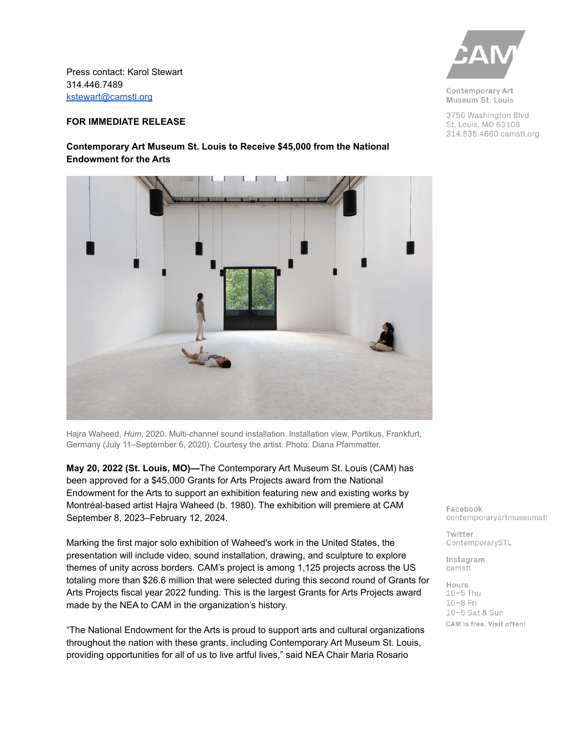Press contact: Karol Stewart
314.446.7489
kstewart@camstl.org

**FOR IMMEDIATE RELEASE**

**Contemporary Art Museum St. Louis to Receive $45,000 from the National Endowment for the Arts**

Hajra Waheed, *Hum*, 2020. Multi-channel sound installation. Installation view, Portikus, Frankfurt, Germany (July 11–September 6, 2020). Courtesy the artist. Photo: Diana Pfammatter.

**May 20, 2022 (St. Louis, MO)—**The Contemporary Art Museum St. Louis (CAM) has been approved for a $45,000 Grants for Arts Projects award from the National Endowment for the Arts to support an exhibition featuring new and existing works by Montréal-based artist Hajra Waheed (b. 1980). The exhibition will premiere at CAM September 8, 2023–February 12, 2024.

Marking the first major solo exhibition of Waheed's work in the United States, the presentation will include video, sound installation, drawing, and sculpture to explore themes of unity across borders. CAM's project is among 1,125 projects across the US totaling more than $26.6 million that were selected during this second round of Grants for Arts Projects fiscal year 2022 funding. This is the largest Grants for Arts Projects award made by the NEA to CAM in the organization's history.

"The National Endowment for the Arts is proud to support arts and cultural organizations throughout the nation with these grants, including Contemporary Art Museum St. Louis, providing opportunities for all of us to live artful lives," said NEA Chair Maria Rosario

Contemporary Art Museum St. Louis
3750 Washington Blvd
St. Louis, MO 63108
314.535.4660 camstl.org

Facebook
contemporaryartmuseumstl

Twitter
ContemporarySTL

Instagram
camstl

Hours
10–5 Thu
10–8 Fri
10–5 Sat & Sun
CAM is free. Visit often!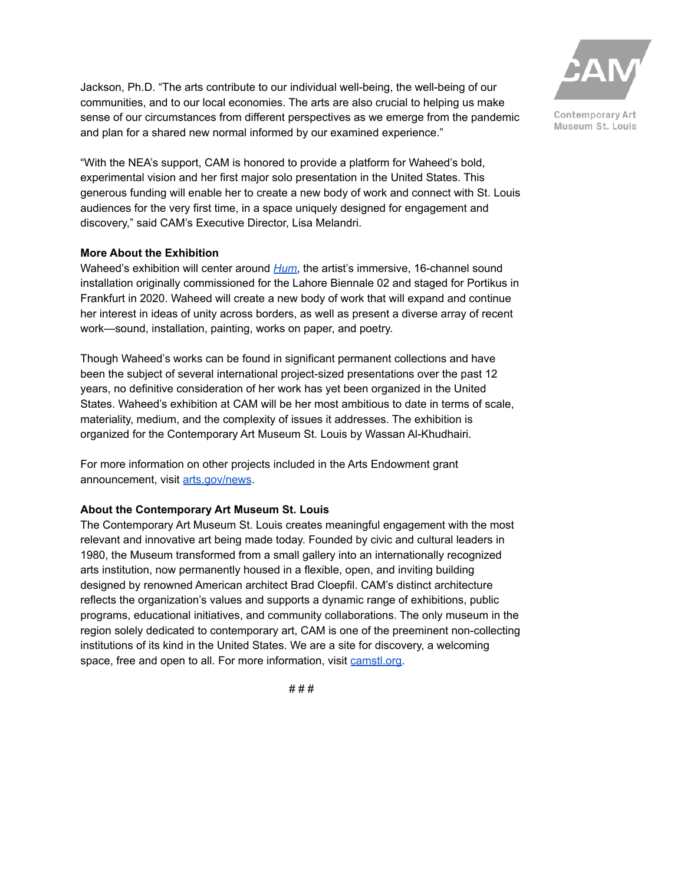Jackson, Ph.D. "The arts contribute to our individual well-being, the well-being of our communities, and to our local economies. The arts are also crucial to helping us make sense of our circumstances from different perspectives as we emerge from the pandemic and plan for a shared new normal informed by our examined experience."

"With the NEA's support, CAM is honored to provide a platform for Waheed's bold, experimental vision and her first major solo presentation in the United States. This generous funding will enable her to create a new body of work and connect with St. Louis audiences for the very first time, in a space uniquely designed for engagement and discovery," said CAM's Executive Director, Lisa Melandri.

**More About the Exhibition**

Waheed's exhibition will center around *Hum*, the artist's immersive, 16-channel sound installation originally commissioned for the Lahore Biennale 02 and staged for Portikus in Frankfurt in 2020. Waheed will create a new body of work that will expand and continue her interest in ideas of unity across borders, as well as present a diverse array of recent work—sound, installation, painting, works on paper, and poetry.

Though Waheed's works can be found in significant permanent collections and have been the subject of several international project-sized presentations over the past 12 years, no definitive consideration of her work has yet been organized in the United States. Waheed's exhibition at CAM will be her most ambitious to date in terms of scale, materiality, medium, and the complexity of issues it addresses. The exhibition is organized for the Contemporary Art Museum St. Louis by Wassan Al-Khudhairi.

For more information on other projects included in the Arts Endowment grant announcement, visit arts.gov/news.

**About the Contemporary Art Museum St. Louis**

The Contemporary Art Museum St. Louis creates meaningful engagement with the most relevant and innovative art being made today. Founded by civic and cultural leaders in 1980, the Museum transformed from a small gallery into an internationally recognized arts institution, now permanently housed in a flexible, open, and inviting building designed by renowned American architect Brad Cloepfil. CAM's distinct architecture reflects the organization's values and supports a dynamic range of exhibitions, public programs, educational initiatives, and community collaborations. The only museum in the region solely dedicated to contemporary art, CAM is one of the preeminent non-collecting institutions of its kind in the United States. We are a site for discovery, a welcoming space, free and open to all. For more information, visit camstl.org.

# # #